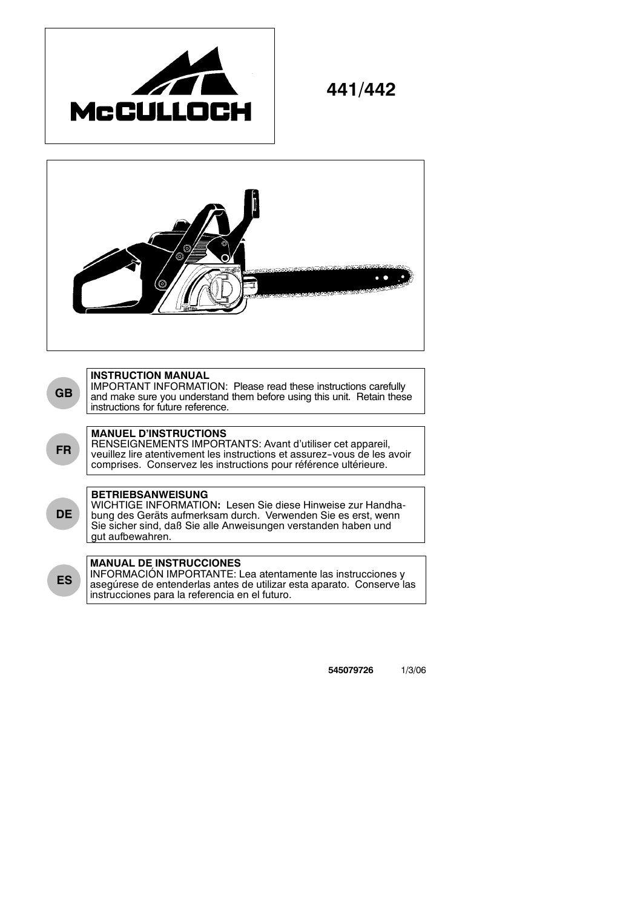McCULLOCH

# 441/442

**GB**

**INSTRUCTION MANUAL**
IMPORTANT INFORMATION: Please read these instructions carefully and make sure you understand them before using this unit. Retain these instructions for future reference.

**FR**

**MANUEL D'INSTRUCTIONS**
RENSEIGNEMENTS IMPORTANTS: Avant d'utiliser cet appareil, veuillez lire atentivement les instructions et assurez-vous de les avoir comprises. Conservez les instructions pour référence ultérieure.

**DE**

**BETRIEBSANWEISUNG**
WICHTIGE INFORMATION**:** Lesen Sie diese Hinweise zur Handhabung des Geräts aufmerksam durch. Verwenden Sie es erst, wenn Sie sicher sind, daß Sie alle Anweisungen verstanden haben und gut aufbewahren.

**ES**

**MANUAL DE INSTRUCCIONES**
INFORMACIÓN IMPORTANTE: Lea atentamente las instrucciones y asegúrese de entenderlas antes de utilizar esta aparato. Conserve las instrucciones para la referencia en el futuro.

**545079726** 1/3/06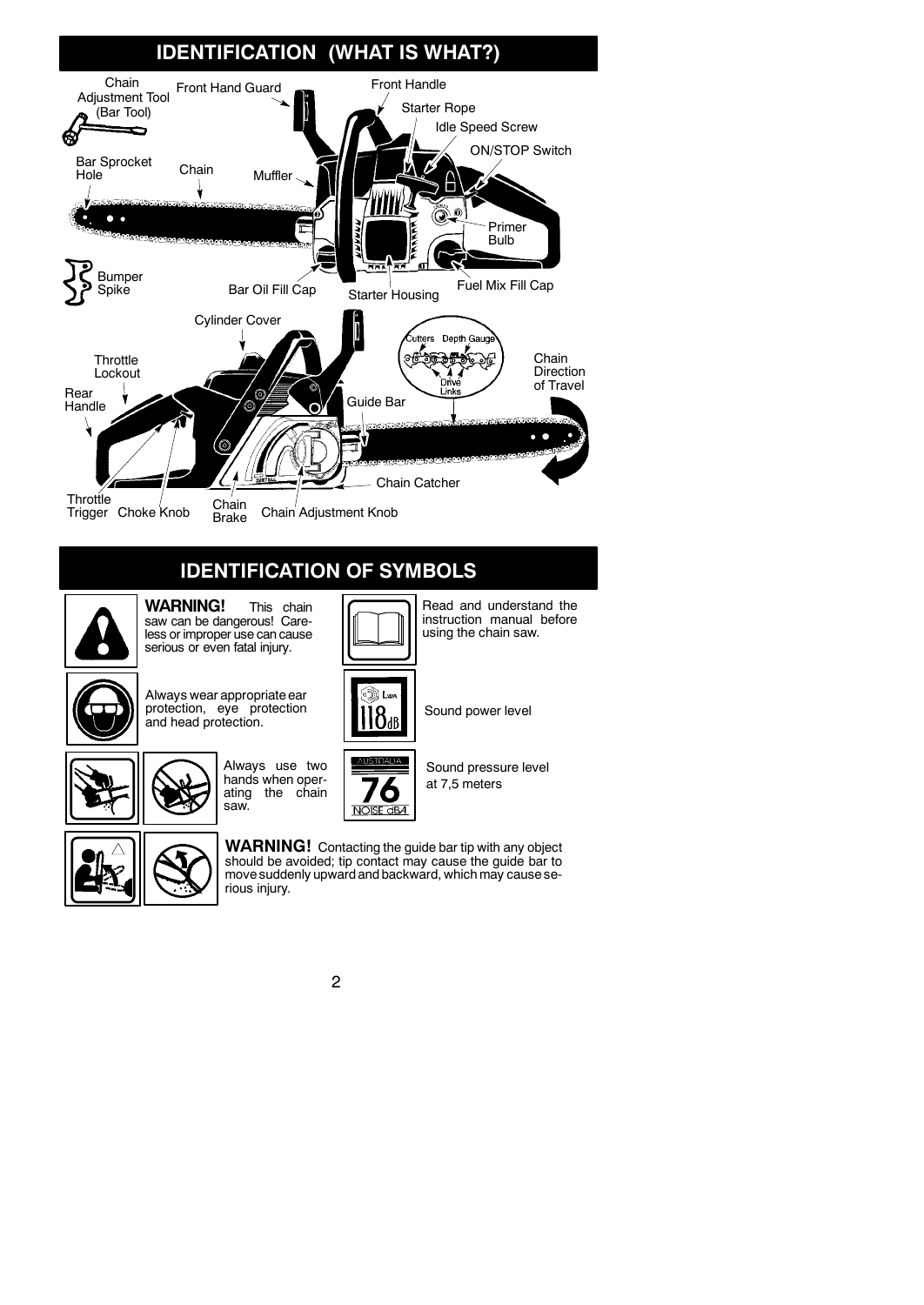## IDENTIFICATION (WHAT IS WHAT?)

Chain Adjustment Tool (Bar Tool)
Front Hand Guard
Front Handle
Starter Rope
Idle Speed Screw
ON/STOP Switch
Bar Sprocket Hole
Chain
Muffler
Primer Bulb
Bumper Spike
Bar Oil Fill Cap
Starter Housing
Fuel Mix Fill Cap
Cylinder Cover
Cutters
Depth Gauge
Drive Links
Throttle Lockout
Chain Direction of Travel
Rear Handle
Guide Bar
Chain Catcher
Throttle Trigger
Choke Knob
Chain Brake
Chain Adjustment Knob

## IDENTIFICATION OF SYMBOLS

**WARNING!** This chain saw can be dangerous! Careless or improper use can cause serious or even fatal injury.

Read and understand the instruction manual before using the chain saw.

Always wear appropriate ear protection, eye protection and head protection.

Sound power level

Always use two hands when operating the chain saw.

Sound pressure level at 7,5 meters

**WARNING!** Contacting the guide bar tip with any object should be avoided; tip contact may cause the guide bar to move suddenly upward and backward, which may cause serious injury.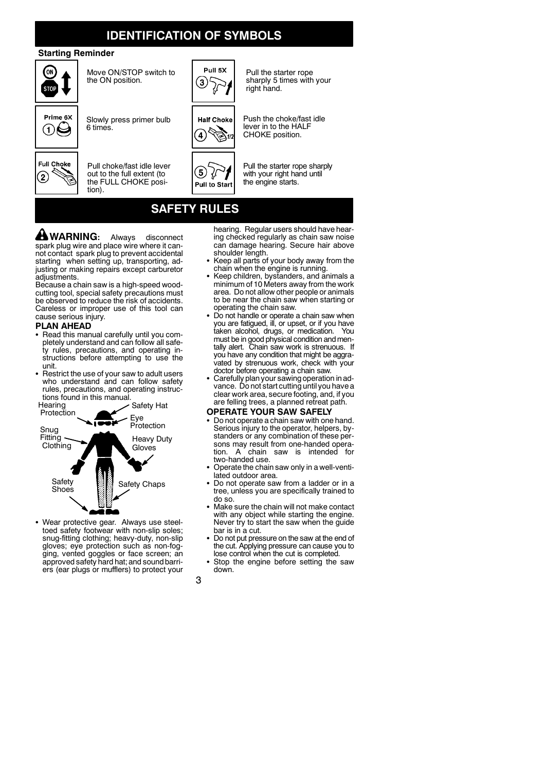# IDENTIFICATION OF SYMBOLS

**Starting Reminder**

Move ON/STOP switch to the ON position.

Slowly press primer bulb 6 times.

Pull choke/fast idle lever out to the full extent (to the FULL CHOKE position).

Pull the starter rope sharply 5 times with your right hand.

Push the choke/fast idle lever in to the HALF CHOKE position.

Pull the starter rope sharply with your right hand until the engine starts.

# SAFETY RULES

**WARNING:** Always disconnect spark plug wire and place wire where it cannot contact spark plug to prevent accidental starting when setting up, transporting, adjusting or making repairs except carburetor adjustments.

Because a chain saw is a high-speed wood-cutting tool, special safety precautions must be observed to reduce the risk of accidents. Careless or improper use of this tool can cause serious injury.

## PLAN AHEAD

- Read this manual carefully until you completely understand and can follow all safety rules, precautions, and operating instructions before attempting to use the unit.
- Restrict the use of your saw to adult users who understand and can follow safety rules, precautions, and operating instructions found in this manual.

Hearing Protection, Safety Hat, Eye Protection, Snug Fitting Clothing, Heavy Duty Gloves, Safety Shoes, Safety Chaps

- Wear protective gear. Always use steel-toed safety footwear with non-slip soles; snug-fitting clothing; heavy-duty, non-slip gloves; eye protection such as non-fogging, vented goggles or face screen; an approved safety hard hat; and sound barriers (ear plugs or mufflers) to protect your hearing. Regular users should have hearing checked regularly as chain saw noise can damage hearing. Secure hair above shoulder length.
- Keep all parts of your body away from the chain when the engine is running.
- Keep children, bystanders, and animals a minimum of 10 Meters away from the work area. Do not allow other people or animals to be near the chain saw when starting or operating the chain saw.
- Do not handle or operate a chain saw when you are fatigued, ill, or upset, or if you have taken alcohol, drugs, or medication. You must be in good physical condition and mentally alert. Chain saw work is strenuous. If you have any condition that might be aggravated by strenuous work, check with your doctor before operating a chain saw.
- Carefully plan your sawing operation in advance. Do not start cutting until you have a clear work area, secure footing, and, if you are felling trees, a planned retreat path.

## OPERATE YOUR SAW SAFELY

- Do not operate a chain saw with one hand. Serious injury to the operator, helpers, bystanders or any combination of these persons may result from one-handed operation. A chain saw is intended for two-handed use.
- Operate the chain saw only in a well-ventilated outdoor area.
- Do not operate saw from a ladder or in a tree, unless you are specifically trained to do so.
- Make sure the chain will not make contact with any object while starting the engine. Never try to start the saw when the guide bar is in a cut.
- Do not put pressure on the saw at the end of the cut. Applying pressure can cause you to lose control when the cut is completed.
- Stop the engine before setting the saw down.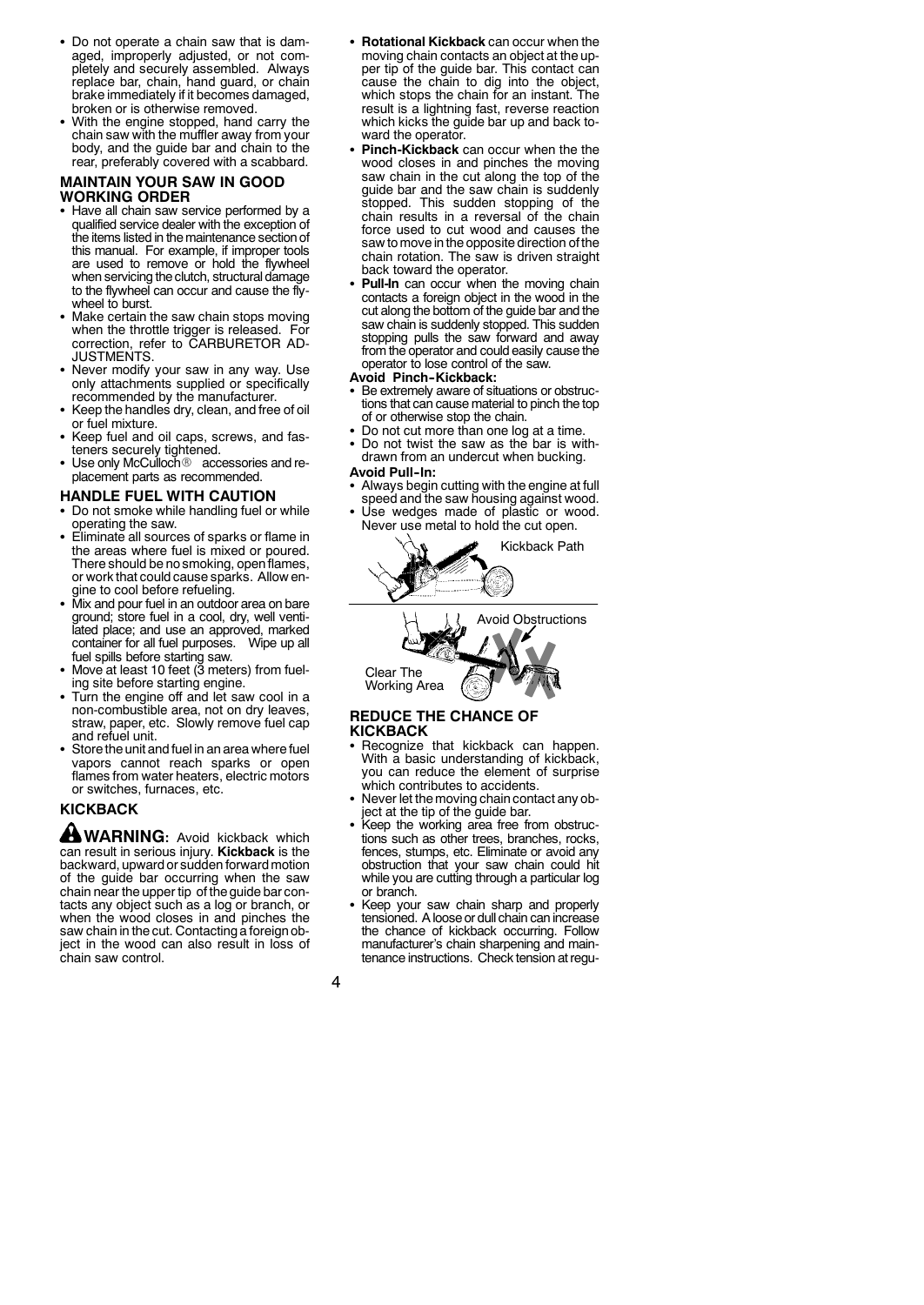- Do not operate a chain saw that is damaged, improperly adjusted, or not completely and securely assembled. Always replace bar, chain, hand guard, or chain brake immediately if it becomes damaged, broken or is otherwise removed.
- With the engine stopped, hand carry the chain saw with the muffler away from your body, and the guide bar and chain to the rear, preferably covered with a scabbard.

### MAINTAIN YOUR SAW IN GOOD WORKING ORDER

- Have all chain saw service performed by a qualified service dealer with the exception of the items listed in the maintenance section of this manual. For example, if improper tools are used to remove or hold the flywheel when servicing the clutch, structural damage to the flywheel can occur and cause the flywheel to burst.
- Make certain the saw chain stops moving when the throttle trigger is released. For correction, refer to CARBURETOR ADJUSTMENTS.
- Never modify your saw in any way. Use only attachments supplied or specifically recommended by the manufacturer.
- Keep the handles dry, clean, and free of oil or fuel mixture.
- Keep fuel and oil caps, screws, and fasteners securely tightened.
- Use only McCulloch® accessories and replacement parts as recommended.

### HANDLE FUEL WITH CAUTION

- Do not smoke while handling fuel or while operating the saw.
- Eliminate all sources of sparks or flame in the areas where fuel is mixed or poured. There should be no smoking, open flames, or work that could cause sparks. Allow engine to cool before refueling.
- Mix and pour fuel in an outdoor area on bare ground; store fuel in a cool, dry, well ventilated place; and use an approved, marked container for all fuel purposes. Wipe up all fuel spills before starting saw.
- Move at least 10 feet (3 meters) from fueling site before starting engine.
- Turn the engine off and let saw cool in a non-combustible area, not on dry leaves, straw, paper, etc. Slowly remove fuel cap and refuel unit.
- Store the unit and fuel in an area where fuel vapors cannot reach sparks or open flames from water heaters, electric motors or switches, furnaces, etc.

### KICKBACK

**WARNING:** Avoid kickback which can result in serious injury. **Kickback** is the backward, upward or sudden forward motion of the guide bar occurring when the saw chain near the upper tip of the guide bar contacts any object such as a log or branch, or when the wood closes in and pinches the saw chain in the cut. Contacting a foreign object in the wood can also result in loss of chain saw control.

- **Rotational Kickback** can occur when the moving chain contacts an object at the upper tip of the guide bar. This contact can cause the chain to dig into the object, which stops the chain for an instant. The result is a lightning fast, reverse reaction which kicks the guide bar up and back toward the operator.
- **Pinch-Kickback** can occur when the the wood closes in and pinches the moving saw chain in the cut along the top of the guide bar and the saw chain is suddenly stopped. This sudden stopping of the chain results in a reversal of the chain force used to cut wood and causes the saw to move in the opposite direction of the chain rotation. The saw is driven straight back toward the operator.
- **Pull-In** can occur when the moving chain contacts a foreign object in the wood in the cut along the bottom of the guide bar and the saw chain is suddenly stopped. This sudden stopping pulls the saw forward and away from the operator and could easily cause the operator to lose control of the saw.

**Avoid Pinch-Kickback:**

- Be extremely aware of situations or obstructions that can cause material to pinch the top of or otherwise stop the chain.
- Do not cut more than one log at a time.
- Do not twist the saw as the bar is withdrawn from an undercut when bucking.

**Avoid Pull-In:**

- Always begin cutting with the engine at full speed and the saw housing against wood.
- Use wedges made of plastic or wood. Never use metal to hold the cut open.

Kickback Path

Avoid Obstructions

Clear The Working Area

### REDUCE THE CHANCE OF KICKBACK

- Recognize that kickback can happen. With a basic understanding of kickback, you can reduce the element of surprise which contributes to accidents.
- Never let the moving chain contact any object at the tip of the guide bar.
- Keep the working area free from obstructions such as other trees, branches, rocks, fences, stumps, etc. Eliminate or avoid any obstruction that your saw chain could hit while you are cutting through a particular log or branch.
- Keep your saw chain sharp and properly tensioned. A loose or dull chain can increase the chance of kickback occurring. Follow manufacturer's chain sharpening and maintenance instructions. Check tension at regu-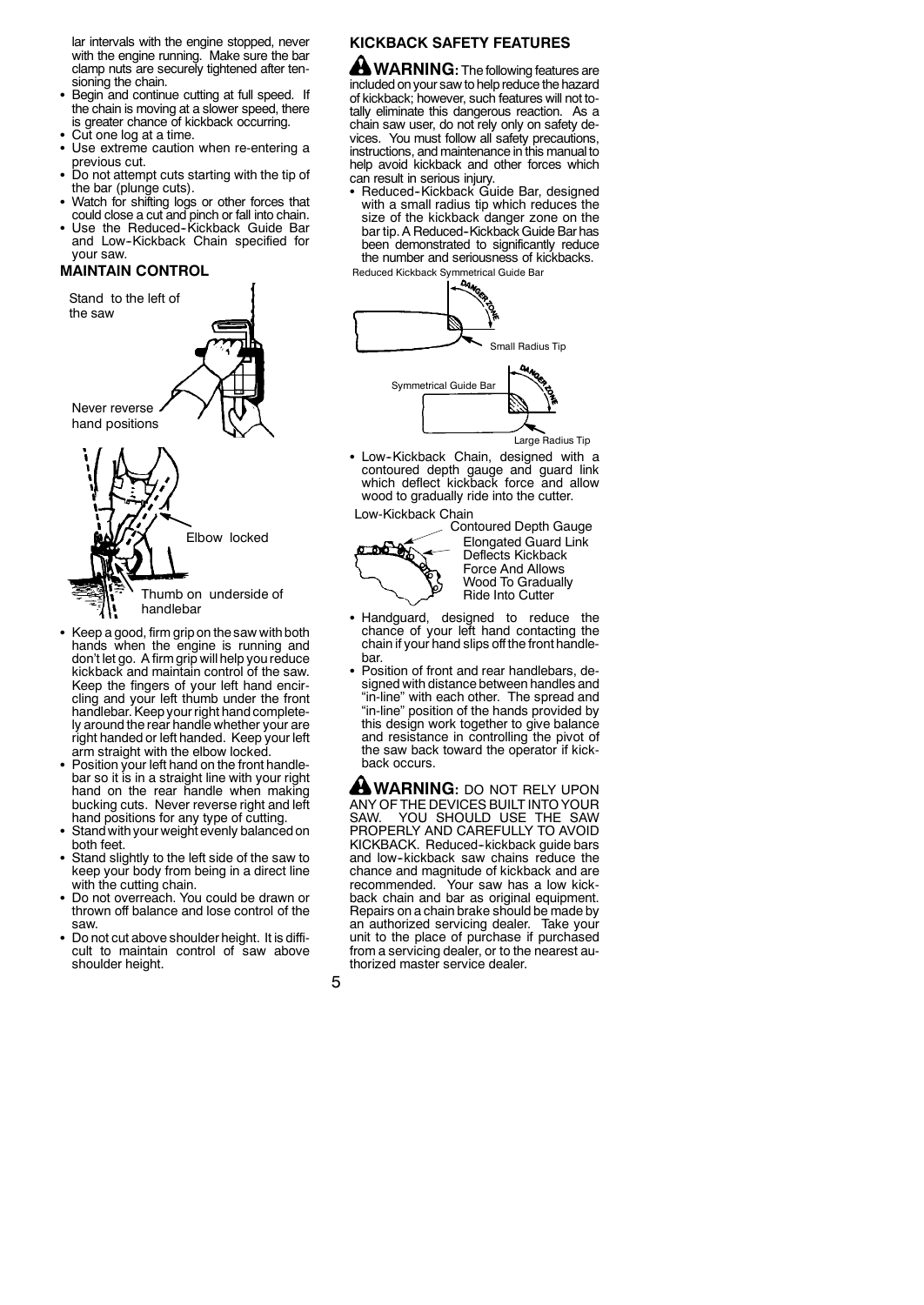lar intervals with the engine stopped, never with the engine running. Make sure the bar clamp nuts are securely tightened after tensioning the chain.

- Begin and continue cutting at full speed. If the chain is moving at a slower speed, there is greater chance of kickback occurring.
- Cut one log at a time.
- Use extreme caution when re-entering a previous cut.
- Do not attempt cuts starting with the tip of the bar (plunge cuts).
- Watch for shifting logs or other forces that could close a cut and pinch or fall into chain.
- Use the Reduced-Kickback Guide Bar and Low-Kickback Chain specified for your saw.

## MAINTAIN CONTROL

Stand to the left of the saw

Never reverse hand positions

Elbow locked

Thumb on underside of handlebar

- Keep a good, firm grip on the saw with both hands when the engine is running and don't let go. A firm grip will help you reduce kickback and maintain control of the saw. Keep the fingers of your left hand encircling and your left thumb under the front handlebar. Keep your right hand completely around the rear handle whether your are right handed or left handed. Keep your left arm straight with the elbow locked.
- Position your left hand on the front handlebar so it is in a straight line with your right hand on the rear handle when making bucking cuts. Never reverse right and left hand positions for any type of cutting.
- Stand with your weight evenly balanced on both feet.
- Stand slightly to the left side of the saw to keep your body from being in a direct line with the cutting chain.
- Do not overreach. You could be drawn or thrown off balance and lose control of the saw.
- Do not cut above shoulder height. It is difficult to maintain control of saw above shoulder height.

## KICKBACK SAFETY FEATURES

**WARNING:** The following features are included on your saw to help reduce the hazard of kickback; however, such features will not totally eliminate this dangerous reaction. As a chain saw user, do not rely only on safety devices. You must follow all safety precautions, instructions, and maintenance in this manual to help avoid kickback and other forces which can result in serious injury.

- Reduced-Kickback Guide Bar, designed with a small radius tip which reduces the size of the kickback danger zone on the bar tip. A Reduced-Kickback Guide Bar has been demonstrated to significantly reduce the number and seriousness of kickbacks.

Reduced Kickback Symmetrical Guide Bar

DANGER ZONE

Small Radius Tip

Symmetrical Guide Bar

DANGER ZONE

Large Radius Tip

- Low-Kickback Chain, designed with a contoured depth gauge and guard link which deflect kickback force and allow wood to gradually ride into the cutter.

Low-Kickback Chain

Contoured Depth Gauge

Elongated Guard Link Deflects Kickback Force And Allows Wood To Gradually Ride Into Cutter

- Handguard, designed to reduce the chance of your left hand contacting the chain if your hand slips off the front handlebar.
- Position of front and rear handlebars, designed with distance between handles and "in-line" with each other. The spread and "in-line" position of the hands provided by this design work together to give balance and resistance in controlling the pivot of the saw back toward the operator if kickback occurs.

**WARNING:** DO NOT RELY UPON ANY OF THE DEVICES BUILT INTO YOUR SAW. YOU SHOULD USE THE SAW PROPERLY AND CAREFULLY TO AVOID KICKBACK. Reduced-kickback guide bars and low-kickback saw chains reduce the chance and magnitude of kickback and are recommended. Your saw has a low kickback chain and bar as original equipment. Repairs on a chain brake should be made by an authorized servicing dealer. Take your unit to the place of purchase if purchased from a servicing dealer, or to the nearest authorized master service dealer.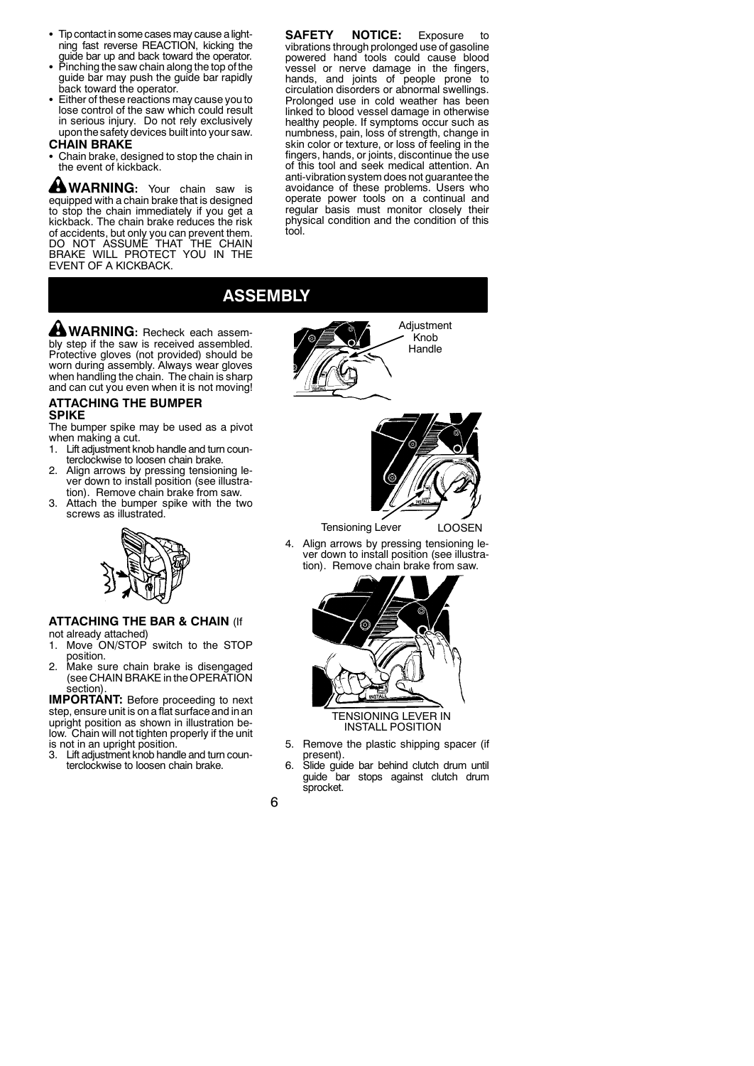- Tip contact in some cases may cause a lightning fast reverse REACTION, kicking the guide bar up and back toward the operator.
- Pinching the saw chain along the top of the guide bar may push the guide bar rapidly back toward the operator.
- Either of these reactions may cause you to lose control of the saw which could result in serious injury. Do not rely exclusively upon the safety devices built into your saw.

**CHAIN BRAKE**

- Chain brake, designed to stop the chain in the event of kickback.

**WARNING:** Your chain saw is equipped with a chain brake that is designed to stop the chain immediately if you get a kickback. The chain brake reduces the risk of accidents, but only you can prevent them. DO NOT ASSUME THAT THE CHAIN BRAKE WILL PROTECT YOU IN THE EVENT OF A KICKBACK.

**SAFETY NOTICE:** Exposure to vibrations through prolonged use of gasoline powered hand tools could cause blood vessel or nerve damage in the fingers, hands, and joints of people prone to circulation disorders or abnormal swellings. Prolonged use in cold weather has been linked to blood vessel damage in otherwise healthy people. If symptoms occur such as numbness, pain, loss of strength, change in skin color or texture, or loss of feeling in the fingers, hands, or joints, discontinue the use of this tool and seek medical attention. An anti-vibration system does not guarantee the avoidance of these problems. Users who operate power tools on a continual and regular basis must monitor closely their physical condition and the condition of this tool.

# ASSEMBLY

**WARNING:** Recheck each assembly step if the saw is received assembled. Protective gloves (not provided) should be worn during assembly. Always wear gloves when handling the chain. The chain is sharp and can cut you even when it is not moving!

### ATTACHING THE BUMPER SPIKE

The bumper spike may be used as a pivot when making a cut.

1. Lift adjustment knob handle and turn counterclockwise to loosen chain brake.
2. Align arrows by pressing tensioning lever down to install position (see illustration). Remove chain brake from saw.
3. Attach the bumper spike with the two screws as illustrated.

### ATTACHING THE BAR & CHAIN (If not already attached)

1. Move ON/STOP switch to the STOP position.
2. Make sure chain brake is disengaged (see CHAIN BRAKE in the OPERATION section).

**IMPORTANT:** Before proceeding to next step, ensure unit is on a flat surface and in an upright position as shown in illustration below. Chain will not tighten properly if the unit is not in an upright position.

3. Lift adjustment knob handle and turn counterclockwise to loosen chain brake.

Adjustment Knob Handle

Tensioning Lever LOOSEN

4. Align arrows by pressing tensioning lever down to install position (see illustration). Remove chain brake from saw.

TENSIONING LEVER IN INSTALL POSITION

5. Remove the plastic shipping spacer (if present).
6. Slide guide bar behind clutch drum until guide bar stops against clutch drum sprocket.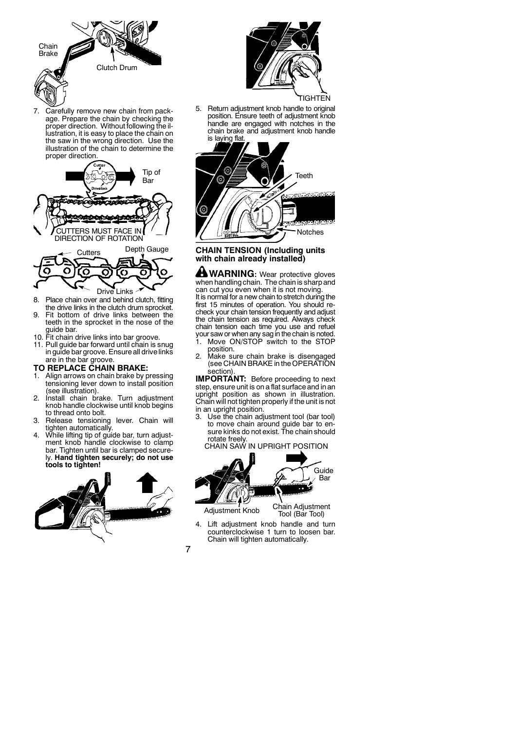Chain Brake

Clutch Drum

7. Carefully remove new chain from package. Prepare the chain by checking the proper direction. Without following the illustration, it is easy to place the chain on the saw in the wrong direction. Use the illustration of the chain to determine the proper direction.

Cutter

Drivelink

Tip of Bar

CUTTERS MUST FACE IN DIRECTION OF ROTATION

Cutters

Depth Gauge

Drive Links

8. Place chain over and behind clutch, fitting the drive links in the clutch drum sprocket.
9. Fit bottom of drive links between the teeth in the sprocket in the nose of the guide bar.
10. Fit chain drive links into bar groove.
11. Pull guide bar forward until chain is snug in guide bar groove. Ensure all drive links are in the bar groove.

### TO REPLACE CHAIN BRAKE:

1. Align arrows on chain brake by pressing tensioning lever down to install position (see illustration).
2. Install chain brake. Turn adjustment knob handle clockwise until knob begins to thread onto bolt.
3. Release tensioning lever. Chain will tighten automatically.
4. While lifting tip of guide bar, turn adjustment knob handle clockwise to clamp bar. Tighten until bar is clamped securely. **Hand tighten securely; do not use tools to tighten!**

TIGHTEN

5. Return adjustment knob handle to original position. Ensure teeth of adjustment knob handle are engaged with notches in the chain brake and adjustment knob handle is laying flat.

Teeth

Notches

### CHAIN TENSION (Including units with chain already installed)

**WARNING:** Wear protective gloves when handling chain. The chain is sharp and can cut you even when it is not moving.

It is normal for a new chain to stretch during the first 15 minutes of operation. You should recheck your chain tension frequently and adjust the chain tension as required. Always check chain tension each time you use and refuel your saw or when any sag in the chain is noted.

1. Move ON/STOP switch to the STOP position.
2. Make sure chain brake is disengaged (see CHAIN BRAKE in the OPERATION section).

**IMPORTANT:** Before proceeding to next step, ensure unit is on a flat surface and in an upright position as shown in illustration. Chain will not tighten properly if the unit is not in an upright position.

3. Use the chain adjustment tool (bar tool) to move chain around guide bar to ensure kinks do not exist. The chain should rotate freely.

CHAIN SAW IN UPRIGHT POSITION

Guide Bar

Adjustment Knob

Chain Adjustment Tool (Bar Tool)

4. Lift adjustment knob handle and turn counterclockwise 1 turn to loosen bar. Chain will tighten automatically.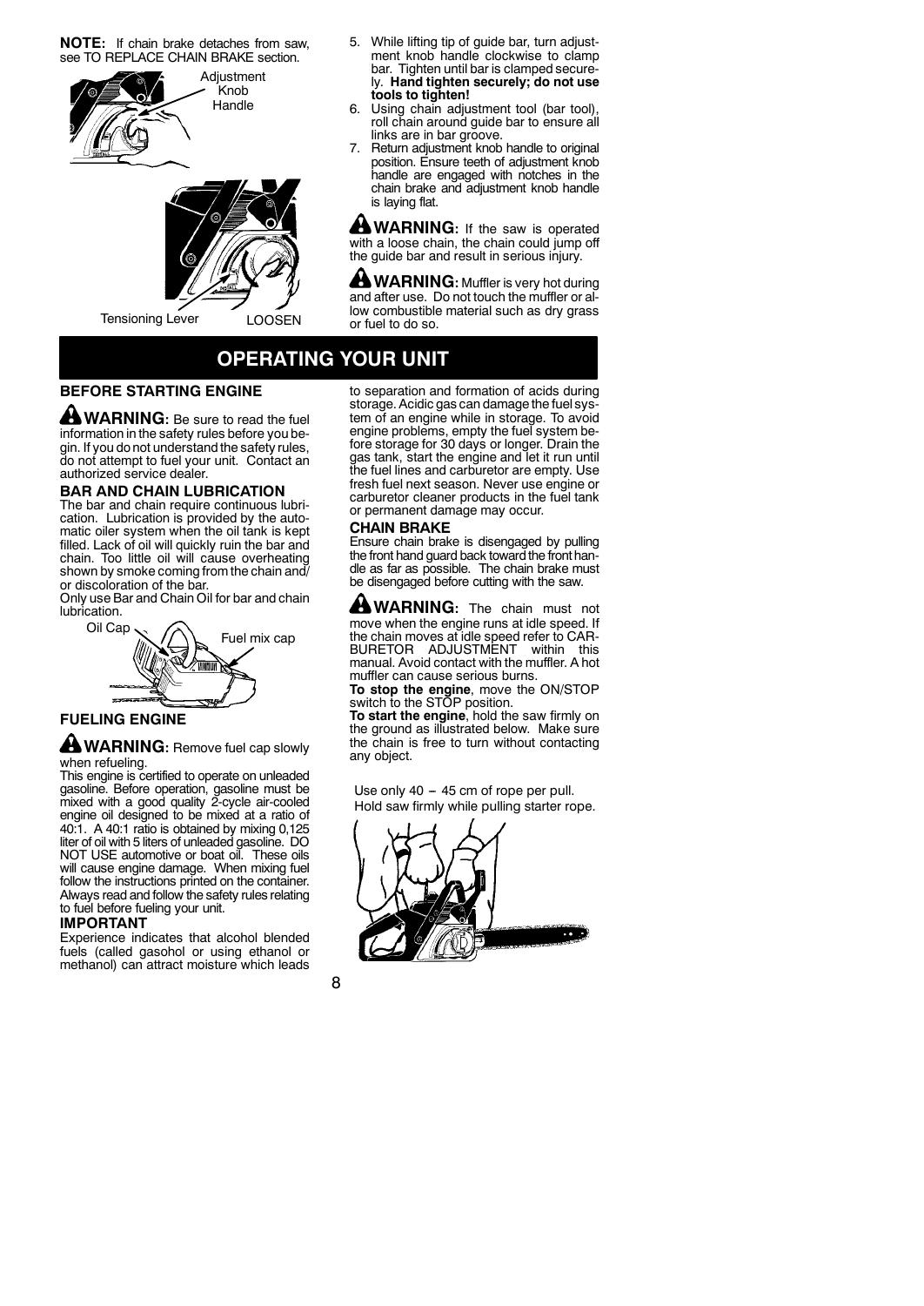**NOTE:** If chain brake detaches from saw, see TO REPLACE CHAIN BRAKE section.

Adjustment Knob Handle

Tensioning Lever LOOSEN

5. While lifting tip of guide bar, turn adjustment knob handle clockwise to clamp bar. Tighten until bar is clamped securely. **Hand tighten securely; do not use tools to tighten!**
6. Using chain adjustment tool (bar tool), roll chain around guide bar to ensure all links are in bar groove.
7. Return adjustment knob handle to original position. Ensure teeth of adjustment knob handle are engaged with notches in the chain brake and adjustment knob handle is laying flat.

**WARNING:** If the saw is operated with a loose chain, the chain could jump off the guide bar and result in serious injury.

**WARNING:** Muffler is very hot during and after use. Do not touch the muffler or allow combustible material such as dry grass or fuel to do so.

# OPERATING YOUR UNIT

## BEFORE STARTING ENGINE

**WARNING:** Be sure to read the fuel information in the safety rules before you begin. If you do not understand the safety rules, do not attempt to fuel your unit. Contact an authorized service dealer.

## BAR AND CHAIN LUBRICATION

The bar and chain require continuous lubrication. Lubrication is provided by the automatic oiler system when the oil tank is kept filled. Lack of oil will quickly ruin the bar and chain. Too little oil will cause overheating shown by smoke coming from the chain and/or discoloration of the bar.

Only use Bar and Chain Oil for bar and chain lubrication.

Oil Cap Fuel mix cap

## FUELING ENGINE

**WARNING:** Remove fuel cap slowly when refueling.

This engine is certified to operate on unleaded gasoline. Before operation, gasoline must be mixed with a good quality 2-cycle air-cooled engine oil designed to be mixed at a ratio of 40:1. A 40:1 ratio is obtained by mixing 0,125 liter of oil with 5 liters of unleaded gasoline. DO NOT USE automotive or boat oil. These oils will cause engine damage. When mixing fuel follow the instructions printed on the container. Always read and follow the safety rules relating to fuel before fueling your unit.

## IMPORTANT

Experience indicates that alcohol blended fuels (called gasohol or using ethanol or methanol) can attract moisture which leads to separation and formation of acids during storage. Acidic gas can damage the fuel system of an engine while in storage. To avoid engine problems, empty the fuel system before storage for 30 days or longer. Drain the gas tank, start the engine and let it run until the fuel lines and carburetor are empty. Use fresh fuel next season. Never use engine or carburetor cleaner products in the fuel tank or permanent damage may occur.

## CHAIN BRAKE

Ensure chain brake is disengaged by pulling the front hand guard back toward the front handle as far as possible. The chain brake must be disengaged before cutting with the saw.

**WARNING:** The chain must not move when the engine runs at idle speed. If the chain moves at idle speed refer to CARBURETOR ADJUSTMENT within this manual. Avoid contact with the muffler. A hot muffler can cause serious burns.

**To stop the engine**, move the ON/STOP switch to the STOP position.

**To start the engine**, hold the saw firmly on the ground as illustrated below. Make sure the chain is free to turn without contacting any object.

Use only 40 – 45 cm of rope per pull.
Hold saw firmly while pulling starter rope.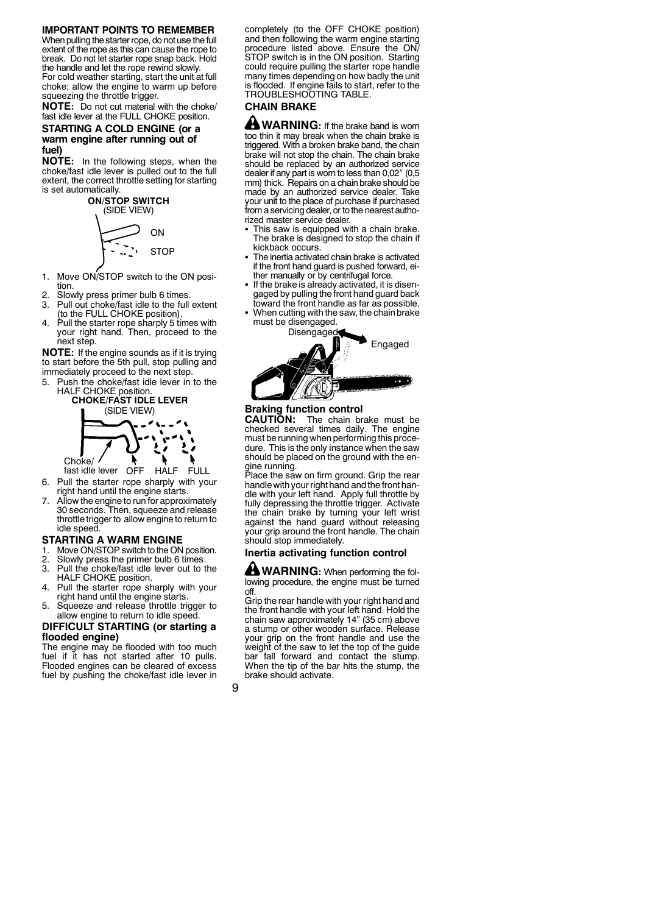### IMPORTANT POINTS TO REMEMBER

When pulling the starter rope, do not use the full extent of the rope as this can cause the rope to break. Do not let starter rope snap back. Hold the handle and let the rope rewind slowly.

For cold weather starting, start the unit at full choke; allow the engine to warm up before squeezing the throttle trigger.

**NOTE:** Do not cut material with the choke/fast idle lever at the FULL CHOKE position.

### STARTING A COLD ENGINE (or a warm engine after running out of fuel)

**NOTE:** In the following steps, when the choke/fast idle lever is pulled out to the full extent, the correct throttle setting for starting is set automatically.

**ON/STOP SWITCH**
(SIDE VIEW)

ON

STOP

1. Move ON/STOP switch to the ON position.
2. Slowly press primer bulb 6 times.
3. Pull out choke/fast idle to the full extent (to the FULL CHOKE position).
4. Pull the starter rope sharply 5 times with your right hand. Then, proceed to the next step.

**NOTE:** If the engine sounds as if it is trying to start before the 5th pull, stop pulling and immediately proceed to the next step.

5. Push the choke/fast idle lever in to the HALF CHOKE position.

**CHOKE/FAST IDLE LEVER**
(SIDE VIEW)

Choke/fast idle lever OFF HALF FULL

6. Pull the starter rope sharply with your right hand until the engine starts.
7. Allow the engine to run for approximately 30 seconds. Then, squeeze and release throttle trigger to allow engine to return to idle speed.

### STARTING A WARM ENGINE

1. Move ON/STOP switch to the ON position.
2. Slowly press the primer bulb 6 times.
3. Pull the choke/fast idle lever out to the HALF CHOKE position.
4. Pull the starter rope sharply with your right hand until the engine starts.
5. Squeeze and release throttle trigger to allow engine to return to idle speed.

### DIFFICULT STARTING (or starting a flooded engine)

The engine may be flooded with too much fuel if it has not started after 10 pulls. Flooded engines can be cleared of excess fuel by pushing the choke/fast idle lever in completely (to the OFF CHOKE position) and then following the warm engine starting procedure listed above. Ensure the ON/STOP switch is in the ON position. Starting could require pulling the starter rope handle many times depending on how badly the unit is flooded. If engine fails to start, refer to the TROUBLESHOOTING TABLE.

### CHAIN BRAKE

**⚠WARNING:** If the brake band is worn too thin it may break when the chain brake is triggered. With a broken brake band, the chain brake will not stop the chain. The chain brake should be replaced by an authorized service dealer if any part is worn to less than 0,02" (0,5 mm) thick. Repairs on a chain brake should be made by an authorized service dealer. Take your unit to the place of purchase if purchased from a servicing dealer, or to the nearest authorized master service dealer.

- This saw is equipped with a chain brake. The brake is designed to stop the chain if kickback occurs.
- The inertia activated chain brake is activated if the front hand guard is pushed forward, either manually or by centrifugal force.
- If the brake is already activated, it is disengaged by pulling the front hand guard back toward the front handle as far as possible.
- When cutting with the saw, the chain brake must be disengaged.

Disengaged Engaged

#### Braking function control

**CAUTION:** The chain brake must be checked several times daily. The engine must be running when performing this procedure. This is the only instance when the saw should be placed on the ground with the engine running.

Place the saw on firm ground. Grip the rear handle with your right hand and the front handle with your left hand. Apply full throttle by fully depressing the throttle trigger. Activate the chain brake by turning your left wrist against the hand guard without releasing your grip around the front handle. The chain should stop immediately.

#### Inertia activating function control

**⚠WARNING:** When performing the following procedure, the engine must be turned off.

Grip the rear handle with your right hand and the front handle with your left hand. Hold the chain saw approximately 14" (35 cm) above a stump or other wooden surface. Release your grip on the front handle and use the weight of the saw to let the top of the guide bar fall forward and contact the stump. When the tip of the bar hits the stump, the brake should activate.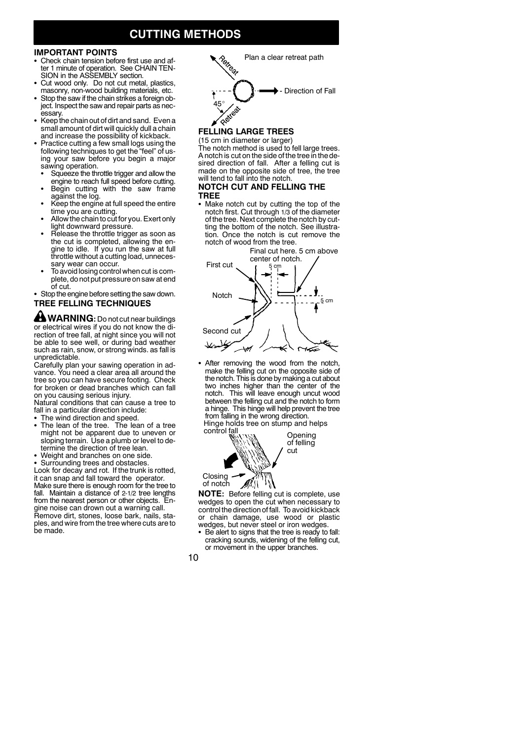# CUTTING METHODS

## IMPORTANT POINTS

- Check chain tension before first use and after 1 minute of operation. See CHAIN TENSION in the ASSEMBLY section.
- Cut wood only. Do not cut metal, plastics, masonry, non-wood building materials, etc.
- Stop the saw if the chain strikes a foreign object. Inspect the saw and repair parts as necessary.
- Keep the chain out of dirt and sand. Even a small amount of dirt will quickly dull a chain and increase the possibility of kickback.
- Practice cutting a few small logs using the following techniques to get the "feel" of using your saw before you begin a major sawing operation.
  - Squeeze the throttle trigger and allow the engine to reach full speed before cutting.
  - Begin cutting with the saw frame against the log.
  - Keep the engine at full speed the entire time you are cutting.
  - Allow the chain to cut for you. Exert only light downward pressure.
  - Release the throttle trigger as soon as the cut is completed, allowing the engine to idle. If you run the saw at full throttle without a cutting load, unnecessary wear can occur.
  - To avoid losing control when cut is complete, do not put pressure on saw at end of cut.
- Stop the engine before setting the saw down.

## TREE FELLING TECHNIQUES

**WARNING:** Do not cut near buildings or electrical wires if you do not know the direction of tree fall, at night since you will not be able to see well, or during bad weather such as rain, snow, or strong winds. as fall is unpredictable.

Carefully plan your sawing operation in advance. You need a clear area all around the tree so you can have secure footing. Check for broken or dead branches which can fall on you causing serious injury.

Natural conditions that can cause a tree to fall in a particular direction include:

- The wind direction and speed.
- The lean of the tree. The lean of a tree might not be apparent due to uneven or sloping terrain. Use a plumb or level to determine the direction of tree lean.
- Weight and branches on one side.
- Surrounding trees and obstacles.

Look for decay and rot. If the trunk is rotted, it can snap and fall toward the operator.

Make sure there is enough room for the tree to fall. Maintain a distance of 2-1/2 tree lengths from the nearest person or other objects. Engine noise can drown out a warning call.

Remove dirt, stones, loose bark, nails, staples, and wire from the tree where cuts are to be made.

Plan a clear retreat path

Retreat — Direction of Fall — 45° — Retreat

## FELLING LARGE TREES

(15 cm in diameter or larger)

The notch method is used to fell large trees. A notch is cut on the side of the tree in the desired direction of fall. After a felling cut is made on the opposite side of tree, the tree will tend to fall into the notch.

### NOTCH CUT AND FELLING THE TREE

- Make notch cut by cutting the top of the notch first. Cut through 1/3 of the diameter of the tree. Next complete the notch by cutting the bottom of the notch. See illustration. Once the notch is cut remove the notch of wood from the tree.

First cut — Notch — Second cut — Final cut here. 5 cm above center of notch. — 5 cm — 5 cm

- After removing the wood from the notch, make the felling cut on the opposite side of the notch. This is done by making a cut about two inches higher than the center of the notch. This will leave enough uncut wood between the felling cut and the notch to form a hinge. This hinge will help prevent the tree from falling in the wrong direction.

Hinge holds tree on stump and helps control fall — Opening of felling cut — Closing of notch

**NOTE:** Before felling cut is complete, use wedges to open the cut when necessary to control the direction of fall. To avoid kickback or chain damage, use wood or plastic wedges, but never steel or iron wedges.

- Be alert to signs that the tree is ready to fall: cracking sounds, widening of the felling cut, or movement in the upper branches.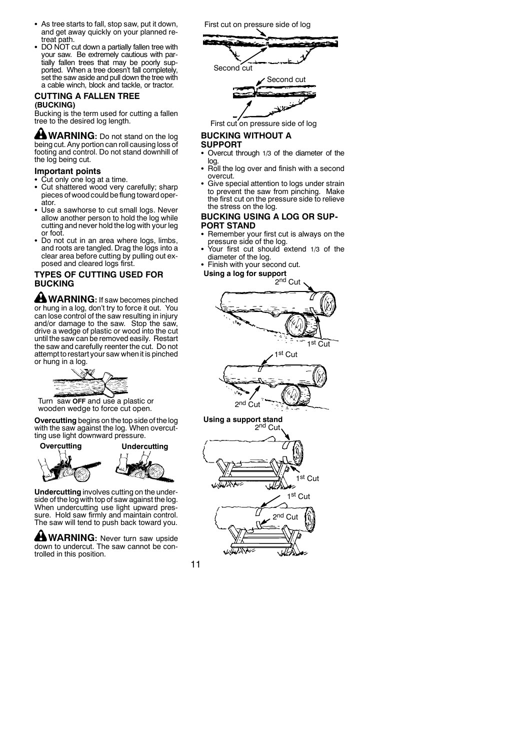- As tree starts to fall, stop saw, put it down, and get away quickly on your planned retreat path.
- DO NOT cut down a partially fallen tree with your saw. Be extremely cautious with partially fallen trees that may be poorly supported. When a tree doesn't fall completely, set the saw aside and pull down the tree with a cable winch, block and tackle, or tractor.

### CUTTING A FALLEN TREE (BUCKING)

Bucking is the term used for cutting a fallen tree to the desired log length.

**WARNING:** Do not stand on the log being cut. Any portion can roll causing loss of footing and control. Do not stand downhill of the log being cut.

#### Important points

- Cut only one log at a time.
- Cut shattered wood very carefully; sharp pieces of wood could be flung toward operator.
- Use a sawhorse to cut small logs. Never allow another person to hold the log while cutting and never hold the log with your leg or foot.
- Do not cut in an area where logs, limbs, and roots are tangled. Drag the logs into a clear area before cutting by pulling out exposed and cleared logs first.

### TYPES OF CUTTING USED FOR BUCKING

**WARNING:** If saw becomes pinched or hung in a log, don't try to force it out. You can lose control of the saw resulting in injury and/or damage to the saw. Stop the saw, drive a wedge of plastic or wood into the cut until the saw can be removed easily. Restart the saw and carefully reenter the cut. Do not attempt to restart your saw when it is pinched or hung in a log.

Turn saw **OFF** and use a plastic or wooden wedge to force cut open.

**Overcutting** begins on the top side of the log with the saw against the log. When overcutting use light downward pressure.

**Overcutting** **Undercutting**

**Undercutting** involves cutting on the underside of the log with top of saw against the log. When undercutting use light upward pressure. Hold saw firmly and maintain control. The saw will tend to push back toward you.

**WARNING:** Never turn saw upside down to undercut. The saw cannot be controlled in this position.

First cut on pressure side of log

Second cut

Second cut

First cut on pressure side of log

### BUCKING WITHOUT A SUPPORT

- Overcut through 1/3 of the diameter of the log.
- Roll the log over and finish with a second overcut.
- Give special attention to logs under strain to prevent the saw from pinching. Make the first cut on the pressure side to relieve the stress on the log.

### BUCKING USING A LOG OR SUPPORT STAND

- Remember your first cut is always on the pressure side of the log.
- Your first cut should extend 1/3 of the diameter of the log.
- Finish with your second cut.

**Using a log for support**

2nd Cut

1st Cut

1st Cut

2nd Cut

**Using a support stand**

2nd Cut

1st Cut

1st Cut

2nd Cut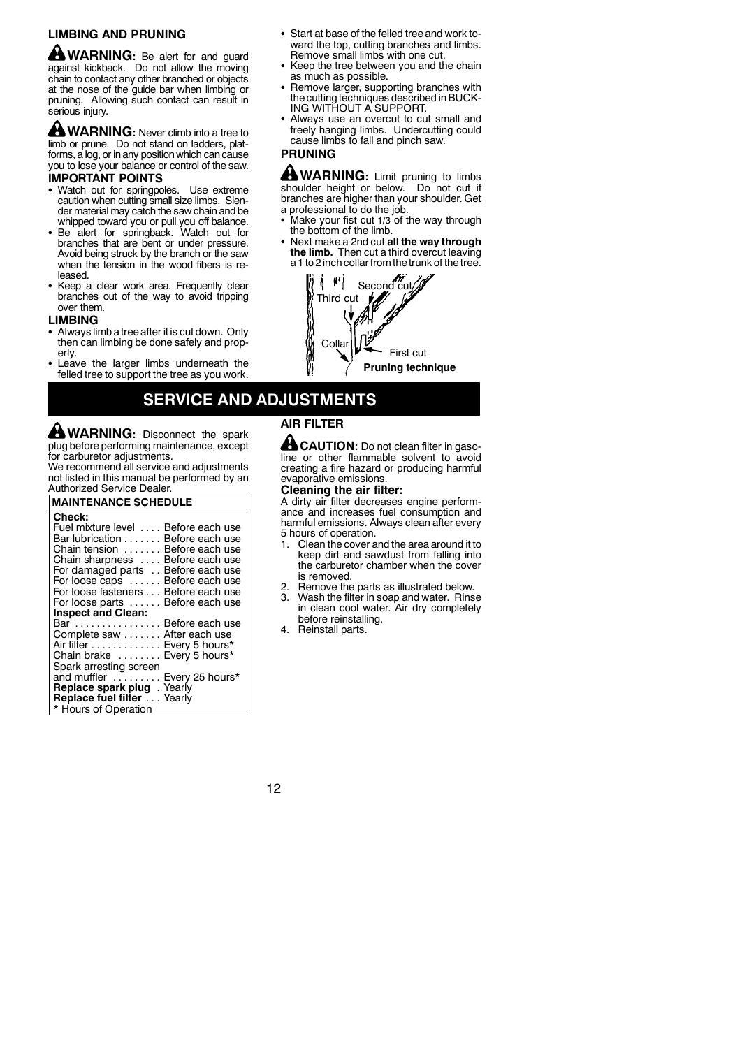### LIMBING AND PRUNING

**WARNING:** Be alert for and guard against kickback. Do not allow the moving chain to contact any other branched or objects at the nose of the guide bar when limbing or pruning. Allowing such contact can result in serious injury.

**WARNING:** Never climb into a tree to limb or prune. Do not stand on ladders, platforms, a log, or in any position which can cause you to lose your balance or control of the saw.

**IMPORTANT POINTS**

- Watch out for springpoles. Use extreme caution when cutting small size limbs. Slender material may catch the saw chain and be whipped toward you or pull you off balance.
- Be alert for springback. Watch out for branches that are bent or under pressure. Avoid being struck by the branch or the saw when the tension in the wood fibers is released.
- Keep a clear work area. Frequently clear branches out of the way to avoid tripping over them.

**LIMBING**

- Always limb a tree after it is cut down. Only then can limbing be done safely and properly.
- Leave the larger limbs underneath the felled tree to support the tree as you work.
- Start at base of the felled tree and work toward the top, cutting branches and limbs. Remove small limbs with one cut.
- Keep the tree between you and the chain as much as possible.
- Remove larger, supporting branches with the cutting techniques described in BUCKING WITHOUT A SUPPORT.
- Always use an overcut to cut small and freely hanging limbs. Undercutting could cause limbs to fall and pinch saw.

**PRUNING**

**WARNING:** Limit pruning to limbs shoulder height or below. Do not cut if branches are higher than your shoulder. Get a professional to do the job.

- Make your fist cut 1/3 of the way through the bottom of the limb.
- Next make a 2nd cut **all the way through the limb.** Then cut a third overcut leaving a 1 to 2 inch collar from the trunk of the tree.

Second cut
Third cut
Collar
First cut

**Pruning technique**

## SERVICE AND ADJUSTMENTS

**WARNING:** Disconnect the spark plug before performing maintenance, except for carburetor adjustments.

We recommend all service and adjustments not listed in this manual be performed by an Authorized Service Dealer.

| MAINTENANCE SCHEDULE | |
|---|---|
| **Check:** | |
| Fuel mixture level | Before each use |
| Bar lubrication | Before each use |
| Chain tension | Before each use |
| Chain sharpness | Before each use |
| For damaged parts | Before each use |
| For loose caps | Before each use |
| For loose fasteners | Before each use |
| For loose parts | Before each use |
| **Inspect and Clean:** | |
| Bar | Before each use |
| Complete saw | After each use |
| Air filter | Every 5 hours* |
| Chain brake | Every 5 hours* |
| Spark arresting screen and muffler | Every 25 hours* |
| **Replace spark plug** | Yearly |
| **Replace fuel filter** | Yearly |
| * Hours of Operation | |

**AIR FILTER**

**CAUTION:** Do not clean filter in gasoline or other flammable solvent to avoid creating a fire hazard or producing harmful evaporative emissions.

**Cleaning the air filter:**

A dirty air filter decreases engine performance and increases fuel consumption and harmful emissions. Always clean after every 5 hours of operation.

1. Clean the cover and the area around it to keep dirt and sawdust from falling into the carburetor chamber when the cover is removed.
2. Remove the parts as illustrated below.
3. Wash the filter in soap and water. Rinse in clean cool water. Air dry completely before reinstalling.
4. Reinstall parts.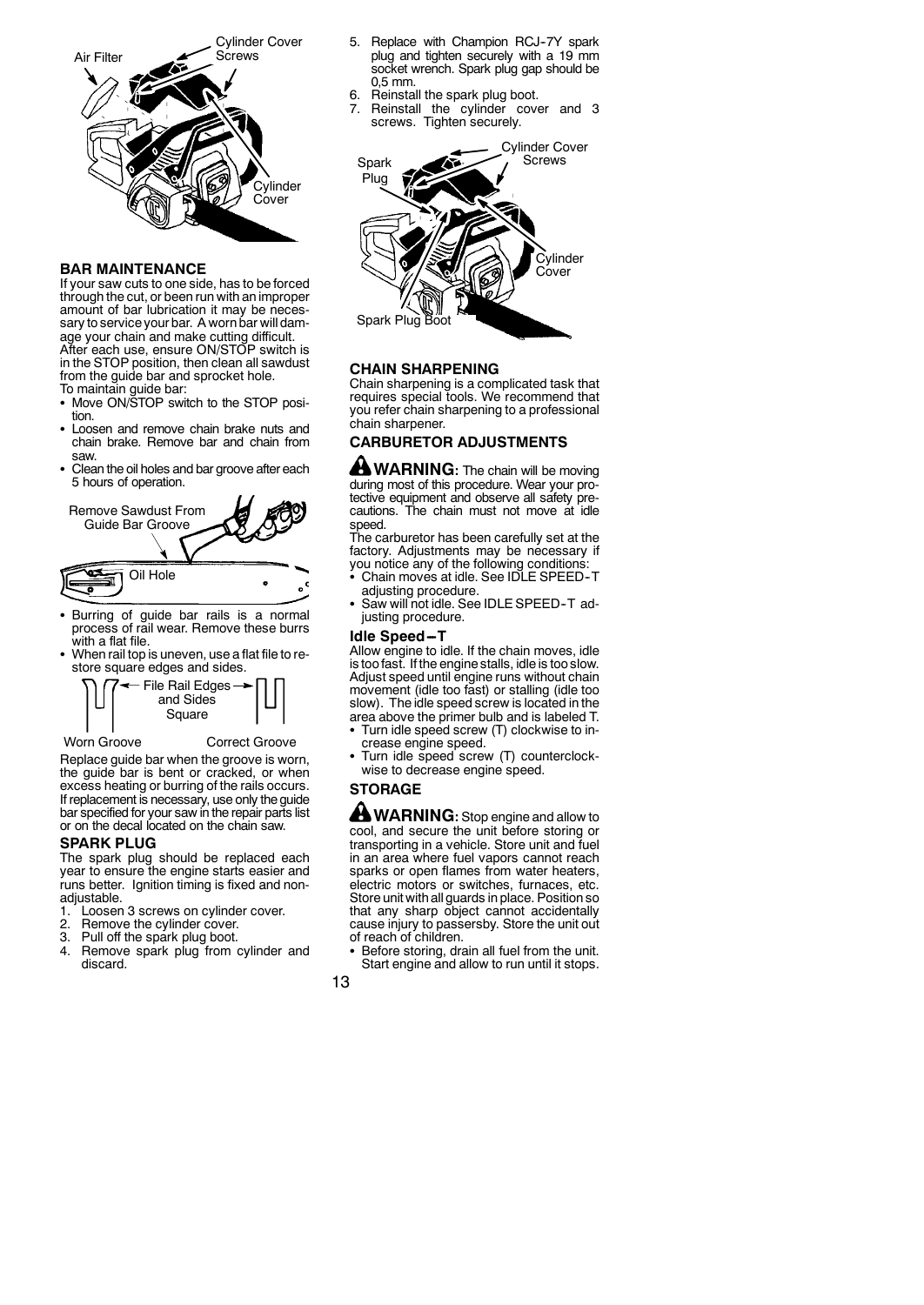Air Filter — Cylinder Cover Screws — Cylinder Cover

### BAR MAINTENANCE

If your saw cuts to one side, has to be forced through the cut, or been run with an improper amount of bar lubrication it may be necessary to service your bar. A worn bar will damage your chain and make cutting difficult.

After each use, ensure ON/STOP switch is in the STOP position, then clean all sawdust from the guide bar and sprocket hole.

To maintain guide bar:

- Move ON/STOP switch to the STOP position.
- Loosen and remove chain brake nuts and chain brake. Remove bar and chain from saw.
- Clean the oil holes and bar groove after each 5 hours of operation.

Remove Sawdust From Guide Bar Groove — Oil Hole

- Burring of guide bar rails is a normal process of rail wear. Remove these burrs with a flat file.
- When rail top is uneven, use a flat file to restore square edges and sides.

File Rail Edges and Sides Square

Worn Groove — Correct Groove

Replace guide bar when the groove is worn, the guide bar is bent or cracked, or when excess heating or burring of the rails occurs. If replacement is necessary, use only the guide bar specified for your saw in the repair parts list or on the decal located on the chain saw.

### SPARK PLUG

The spark plug should be replaced each year to ensure the engine starts easier and runs better. Ignition timing is fixed and non-adjustable.

1. Loosen 3 screws on cylinder cover.
2. Remove the cylinder cover.
3. Pull off the spark plug boot.
4. Remove spark plug from cylinder and discard.
5. Replace with Champion RCJ-7Y spark plug and tighten securely with a 19 mm socket wrench. Spark plug gap should be 0,5 mm.
6. Reinstall the spark plug boot.
7. Reinstall the cylinder cover and 3 screws. Tighten securely.

Spark Plug — Cylinder Cover Screws — Cylinder Cover — Spark Plug Boot

### CHAIN SHARPENING

Chain sharpening is a complicated task that requires special tools. We recommend that you refer chain sharpening to a professional chain sharpener.

### CARBURETOR ADJUSTMENTS

**WARNING:** The chain will be moving during most of this procedure. Wear your protective equipment and observe all safety precautions. The chain must not move at idle speed.

The carburetor has been carefully set at the factory. Adjustments may be necessary if you notice any of the following conditions:

- Chain moves at idle. See IDLE SPEED-T adjusting procedure.
- Saw will not idle. See IDLE SPEED-T adjusting procedure.

#### Idle Speed – T

Allow engine to idle. If the chain moves, idle is too fast. If the engine stalls, idle is too slow. Adjust speed until engine runs without chain movement (idle too fast) or stalling (idle too slow). The idle speed screw is located in the area above the primer bulb and is labeled T.

- Turn idle speed screw (T) clockwise to increase engine speed.
- Turn idle speed screw (T) counterclockwise to decrease engine speed.

### STORAGE

**WARNING:** Stop engine and allow to cool, and secure the unit before storing or transporting in a vehicle. Store unit and fuel in an area where fuel vapors cannot reach sparks or open flames from water heaters, electric motors or switches, furnaces, etc. Store unit with all guards in place. Position so that any sharp object cannot accidentally cause injury to passersby. Store the unit out of reach of children.

- Before storing, drain all fuel from the unit. Start engine and allow to run until it stops.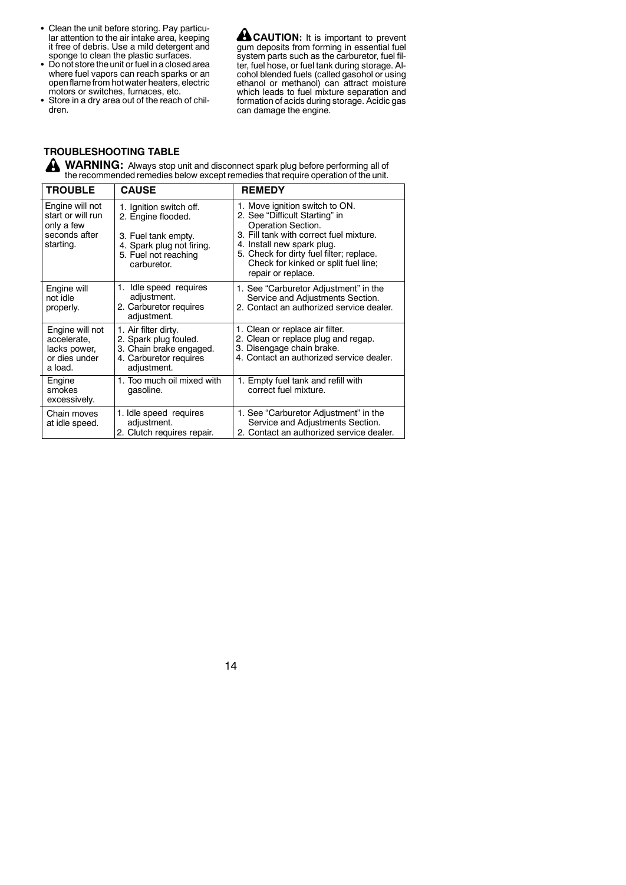- Clean the unit before storing. Pay particular attention to the air intake area, keeping it free of debris. Use a mild detergent and sponge to clean the plastic surfaces.
- Do not store the unit or fuel in a closed area where fuel vapors can reach sparks or an open flame from hot water heaters, electric motors or switches, furnaces, etc.
- Store in a dry area out of the reach of children.

**CAUTION:** It is important to prevent gum deposits from forming in essential fuel system parts such as the carburetor, fuel filter, fuel hose, or fuel tank during storage. Alcohol blended fuels (called gasohol or using ethanol or methanol) can attract moisture which leads to fuel mixture separation and formation of acids during storage. Acidic gas can damage the engine.

## TROUBLESHOOTING TABLE

**WARNING:** Always stop unit and disconnect spark plug before performing all of the recommended remedies below except remedies that require operation of the unit.

| TROUBLE | CAUSE | REMEDY |
|---|---|---|
| Engine will not start or will run only a few seconds after starting. | 1. Ignition switch off.<br>2. Engine flooded.<br>3. Fuel tank empty.<br>4. Spark plug not firing.<br>5. Fuel not reaching carburetor. | 1. Move ignition switch to ON.<br>2. See "Difficult Starting" in Operation Section.<br>3. Fill tank with correct fuel mixture.<br>4. Install new spark plug.<br>5. Check for dirty fuel filter; replace. Check for kinked or split fuel line; repair or replace. |
| Engine will not idle properly. | 1. Idle speed requires adjustment.<br>2. Carburetor requires adjustment. | 1. See "Carburetor Adjustment" in the Service and Adjustments Section.<br>2. Contact an authorized service dealer. |
| Engine will not accelerate, lacks power, or dies under a load. | 1. Air filter dirty.<br>2. Spark plug fouled.<br>3. Chain brake engaged.<br>4. Carburetor requires adjustment. | 1. Clean or replace air filter.<br>2. Clean or replace plug and regap.<br>3. Disengage chain brake.<br>4. Contact an authorized service dealer. |
| Engine smokes excessively. | 1. Too much oil mixed with gasoline. | 1. Empty fuel tank and refill with correct fuel mixture. |
| Chain moves at idle speed. | 1. Idle speed requires adjustment.<br>2. Clutch requires repair. | 1. See "Carburetor Adjustment" in the Service and Adjustments Section.<br>2. Contact an authorized service dealer. |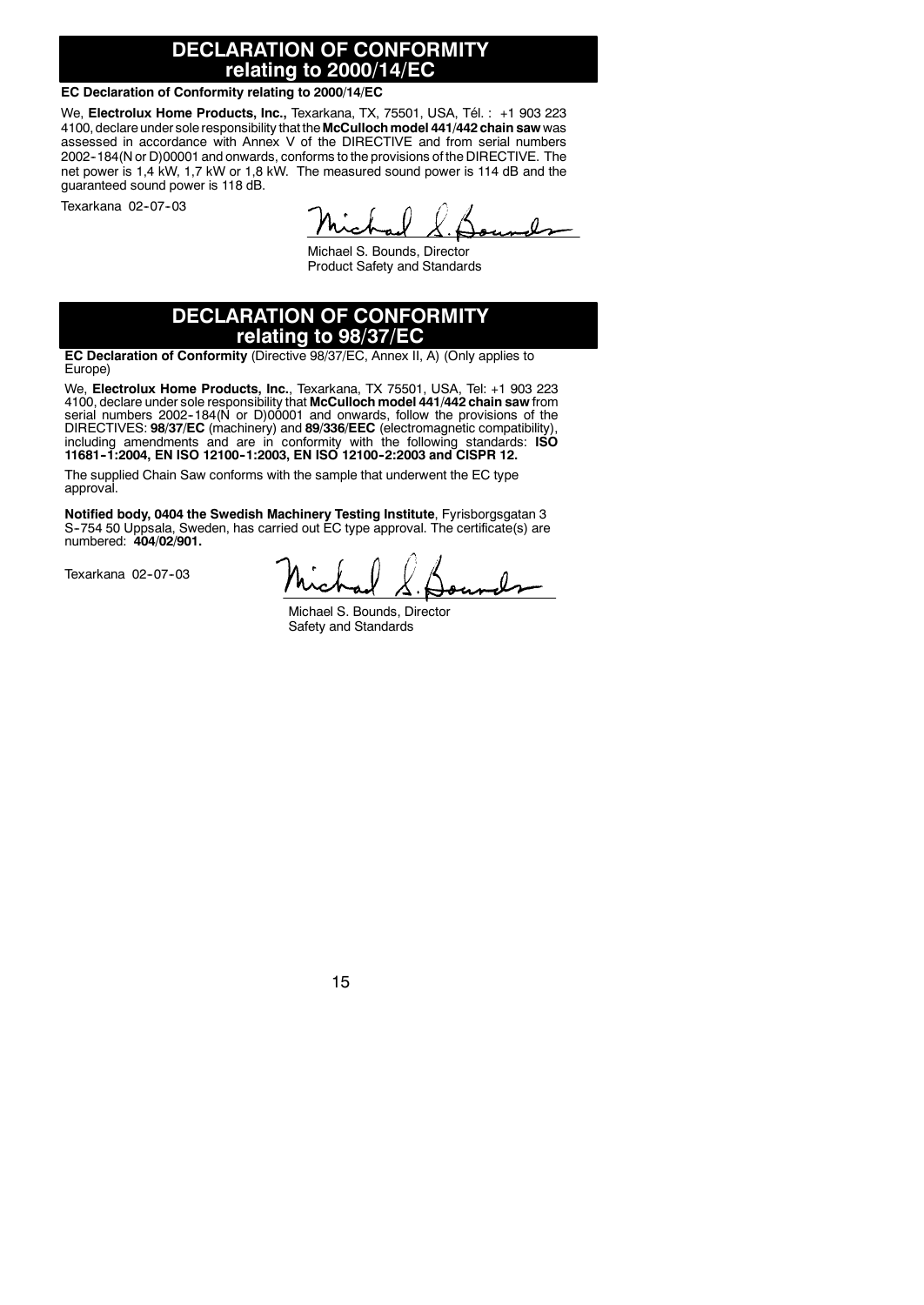# DECLARATION OF CONFORMITY relating to 2000/14/EC

**EC Declaration of Conformity relating to 2000/14/EC**

We, **Electrolux Home Products, Inc.,** Texarkana, TX, 75501, USA, Tél. : +1 903 223 4100, declare under sole responsibility that the **McCulloch model 441/442 chain saw** was assessed in accordance with Annex V of the DIRECTIVE and from serial numbers 2002-184(N or D)00001 and onwards, conforms to the provisions of the DIRECTIVE. The net power is 1,4 kW, 1,7 kW or 1,8 kW. The measured sound power is 114 dB and the guaranteed sound power is 118 dB.

Texarkana 02-07-03

Michael S. Bounds, Director
Product Safety and Standards

# DECLARATION OF CONFORMITY relating to 98/37/EC

**EC Declaration of Conformity** (Directive 98/37/EC, Annex II, A) (Only applies to Europe)

We, **Electrolux Home Products, Inc.**, Texarkana, TX 75501, USA, Tel: +1 903 223 4100, declare under sole responsibility that **McCulloch model 441/442 chain saw** from serial numbers 2002-184(N or D)00001 and onwards, follow the provisions of the DIRECTIVES: **98/37/EC** (machinery) and **89/336/EEC** (electromagnetic compatibility), including amendments and are in conformity with the following standards: **ISO 11681-1:2004, EN ISO 12100-1:2003, EN ISO 12100-2:2003 and CISPR 12.**

The supplied Chain Saw conforms with the sample that underwent the EC type approval.

**Notified body, 0404 the Swedish Machinery Testing Institute**, Fyrisborgsgatan 3 S-754 50 Uppsala, Sweden, has carried out EC type approval. The certificate(s) are numbered: **404/02/901.**

Texarkana 02-07-03

Michael S. Bounds, Director
Safety and Standards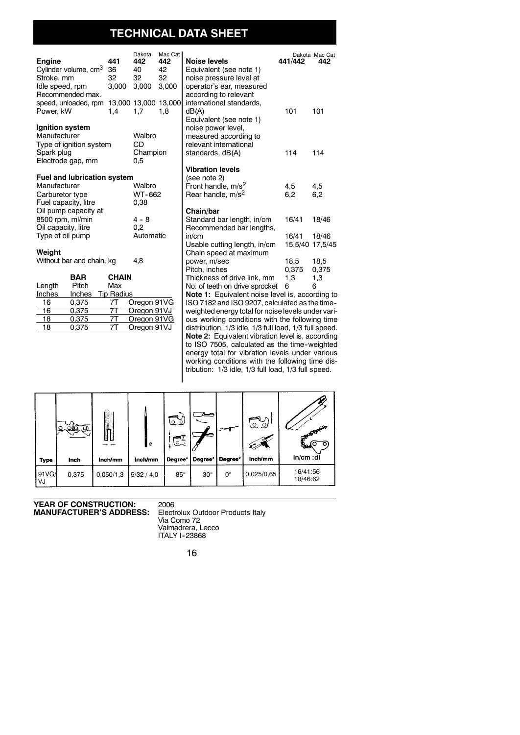# TECHNICAL DATA SHEET

| Engine | 441 | Dakota 442 | Mac Cat 442 |
|---|---|---|---|
| Cylinder volume, $cm^3$ | 36 | 40 | 42 |
| Stroke, mm | 32 | 32 | 32 |
| Idle speed, rpm | 3,000 | 3,000 | 3,000 |
| Recommended max. speed, unloaded, rpm | 13,000 | 13,000 | 13,000 |
| Power, kW | 1,4 | 1,7 | 1,8 |

**Ignition system**

| | |
|---|---|
| Manufacturer | Walbro |
| Type of ignition system | CD |
| Spark plug | Champion |
| Electrode gap, mm | 0,5 |

**Fuel and lubrication system**

| | |
|---|---|
| Manufacturer | Walbro |
| Carburetor type | WT-662 |
| Fuel capacity, litre | 0,38 |
| Oil pump capacity at 8500 rpm, ml/min | 4 - 8 |
| Oil capacity, litre | 0,2 |
| Type of oil pump | Automatic |

**Weight**

| | |
|---|---|
| Without bar and chain, kg | 4,8 |

| BAR | | CHAIN | |
|---|---|---|---|
| Length Inches | Pitch Inches | Max Tip Radius | |
| 16 | 0,375 | 7T | Oregon 91VG |
| 16 | 0,375 | 7T | Oregon 91VJ |
| 18 | 0,375 | 7T | Oregon 91VG |
| 18 | 0,375 | 7T | Oregon 91VJ |

| Noise levels | Dakota 441/442 | Mac Cat 442 |
|---|---|---|
| Equivalent (see note 1) noise pressure level at operator's ear, measured according to relevant international standards, dB(A) | 101 | 101 |
| Equivalent (see note 1) noise power level, measured according to relevant international standards, dB(A) | 114 | 114 |

| Vibration levels (see note 2) | | |
|---|---|---|
| Front handle, $m/s^2$ | 4,5 | 4,5 |
| Rear handle, $m/s^2$ | 6,2 | 6,2 |

| Chain/bar | | |
|---|---|---|
| Standard bar length, in/cm | 16/41 | 18/46 |
| Recommended bar lengths, in/cm | 16/41 | 18/46 |
| Usable cutting length, in/cm | 15,5/40 | 17,5/45 |
| Chain speed at maximum power, m/sec | 18,5 | 18,5 |
| Pitch, inches | 0,375 | 0,375 |
| Thickness of drive link, mm | 1,3 | 1,3 |
| No. of teeth on drive sprocket | 6 | 6 |

**Note 1:** Equivalent noise level is, according to ISO 7182 and ISO 9207, calculated as the time-weighted energy total for noise levels under various working conditions with the following time distribution, 1/3 idle, 1/3 full load, 1/3 full speed.

**Note 2:** Equivalent vibration level is, according to ISO 7505, calculated as the time-weighted energy total for vibration levels under various working conditions with the following time distribution: 1/3 idle, 1/3 full load, 1/3 full speed.

| Type | Inch | Inch/mm | Inch/mm | Degree° | Degree° | Degree° | Inch/mm | in/cm :dl |
|---|---|---|---|---|---|---|---|---|
| 91VG/VJ | 0,375 | 0,050/1,3 | 5/32 / 4,0 | 85° | 30° | 0° | 0,025/0,65 | 16/41:56 18/46:62 |

**YEAR OF CONSTRUCTION:** 2006

**MANUFACTURER'S ADDRESS:** Electrolux Outdoor Products Italy
Via Como 72
Valmadrera, Lecco
ITALY I-23868